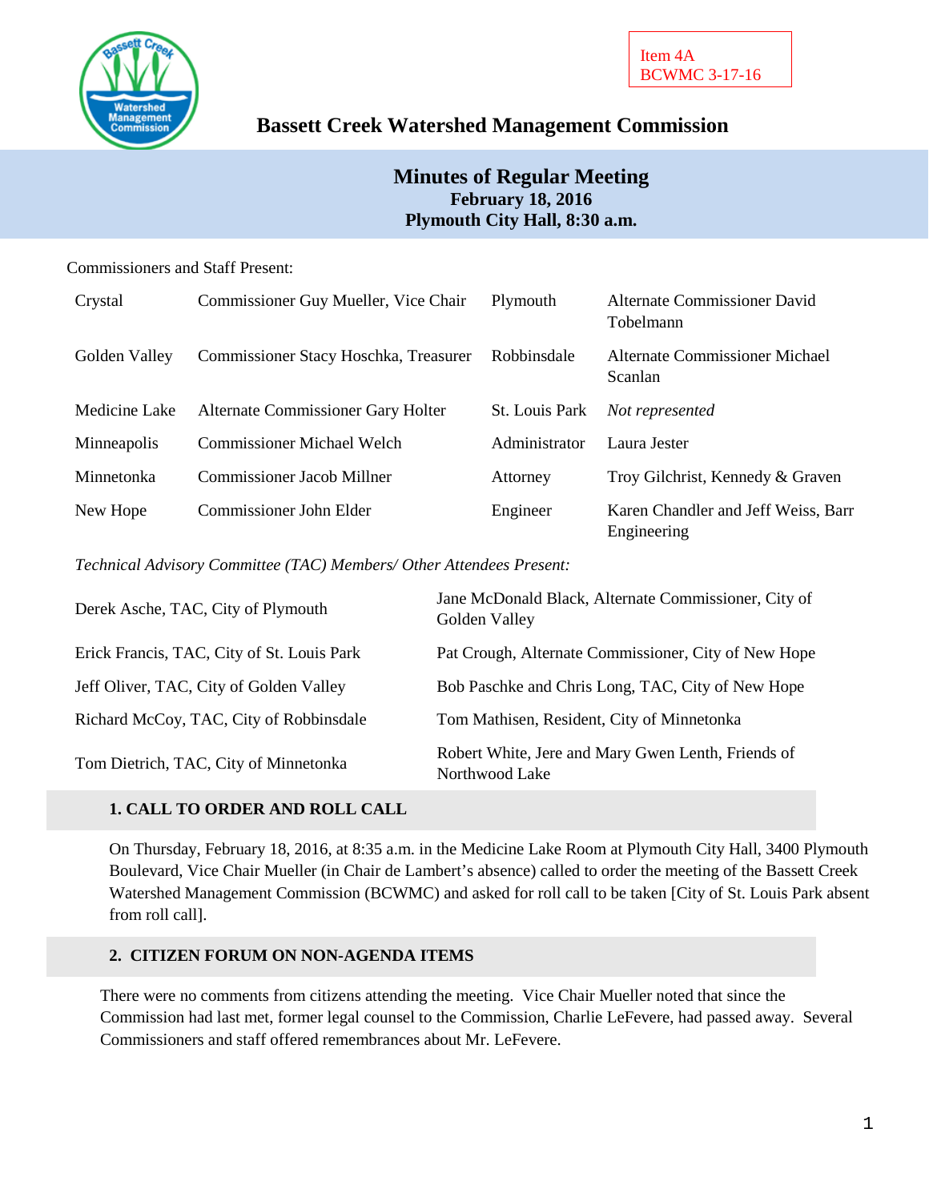Item 4A
BCWMC 3-17-16

# Bassett Creek Watershed Management Commission

## Minutes of Regular Meeting
**February 18, 2016**
**Plymouth City Hall, 8:30 a.m.**

Commissioners and Staff Present:

| | | | |
|---|---|---|---|
| Crystal | Commissioner Guy Mueller, Vice Chair | Plymouth | Alternate Commissioner David Tobelmann |
| Golden Valley | Commissioner Stacy Hoschka, Treasurer | Robbinsdale | Alternate Commissioner Michael Scanlan |
| Medicine Lake | Alternate Commissioner Gary Holter | St. Louis Park | *Not represented* |
| Minneapolis | Commissioner Michael Welch | Administrator | Laura Jester |
| Minnetonka | Commissioner Jacob Millner | Attorney | Troy Gilchrist, Kennedy & Graven |
| New Hope | Commissioner John Elder | Engineer | Karen Chandler and Jeff Weiss, Barr Engineering |

*Technical Advisory Committee (TAC) Members/ Other Attendees Present:*

| | |
|---|---|
| Derek Asche, TAC, City of Plymouth | Jane McDonald Black, Alternate Commissioner, City of Golden Valley |
| Erick Francis, TAC, City of St. Louis Park | Pat Crough, Alternate Commissioner, City of New Hope |
| Jeff Oliver, TAC, City of Golden Valley | Bob Paschke and Chris Long, TAC, City of New Hope |
| Richard McCoy, TAC, City of Robbinsdale | Tom Mathisen, Resident, City of Minnetonka |
| Tom Dietrich, TAC, City of Minnetonka | Robert White, Jere and Mary Gwen Lenth, Friends of Northwood Lake |

### 1. CALL TO ORDER AND ROLL CALL

On Thursday, February 18, 2016, at 8:35 a.m. in the Medicine Lake Room at Plymouth City Hall, 3400 Plymouth Boulevard, Vice Chair Mueller (in Chair de Lambert's absence) called to order the meeting of the Bassett Creek Watershed Management Commission (BCWMC) and asked for roll call to be taken [City of St. Louis Park absent from roll call].

### 2. CITIZEN FORUM ON NON-AGENDA ITEMS

There were no comments from citizens attending the meeting. Vice Chair Mueller noted that since the Commission had last met, former legal counsel to the Commission, Charlie LeFevere, had passed away. Several Commissioners and staff offered remembrances about Mr. LeFevere.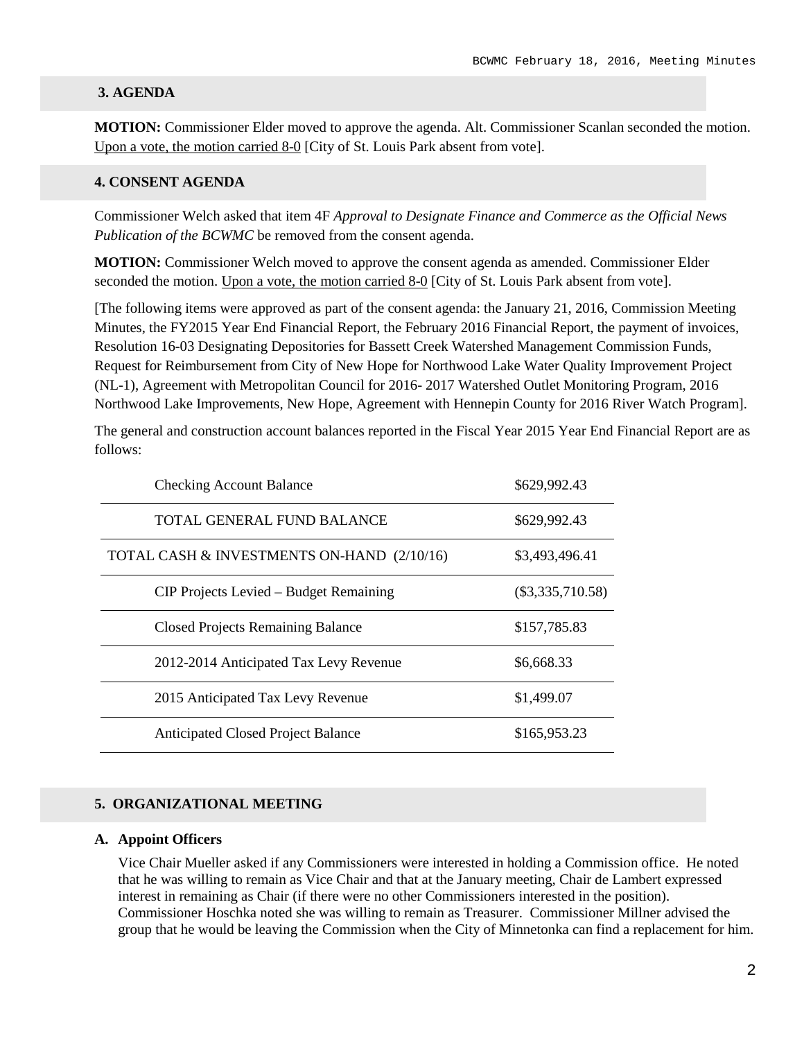## 3. AGENDA

**MOTION:** Commissioner Elder moved to approve the agenda. Alt. Commissioner Scanlan seconded the motion. Upon a vote, the motion carried 8-0 [City of St. Louis Park absent from vote].

## 4. CONSENT AGENDA

Commissioner Welch asked that item 4F *Approval to Designate Finance and Commerce as the Official News Publication of the BCWMC* be removed from the consent agenda.

**MOTION:** Commissioner Welch moved to approve the consent agenda as amended. Commissioner Elder seconded the motion. Upon a vote, the motion carried 8-0 [City of St. Louis Park absent from vote].

[The following items were approved as part of the consent agenda: the January 21, 2016, Commission Meeting Minutes, the FY2015 Year End Financial Report, the February 2016 Financial Report, the payment of invoices, Resolution 16-03 Designating Depositories for Bassett Creek Watershed Management Commission Funds, Request for Reimbursement from City of New Hope for Northwood Lake Water Quality Improvement Project (NL-1), Agreement with Metropolitan Council for 2016- 2017 Watershed Outlet Monitoring Program, 2016 Northwood Lake Improvements, New Hope, Agreement with Hennepin County for 2016 River Watch Program].

The general and construction account balances reported in the Fiscal Year 2015 Year End Financial Report are as follows:

| | |
|---|---|
| Checking Account Balance | \$629,992.43 |
| TOTAL GENERAL FUND BALANCE | \$629,992.43 |
| TOTAL CASH & INVESTMENTS ON-HAND (2/10/16) | \$3,493,496.41 |
| CIP Projects Levied – Budget Remaining | (\$3,335,710.58) |
| Closed Projects Remaining Balance | \$157,785.83 |
| 2012-2014 Anticipated Tax Levy Revenue | \$6,668.33 |
| 2015 Anticipated Tax Levy Revenue | \$1,499.07 |
| Anticipated Closed Project Balance | \$165,953.23 |

## 5. ORGANIZATIONAL MEETING

### A. Appoint Officers

Vice Chair Mueller asked if any Commissioners were interested in holding a Commission office. He noted that he was willing to remain as Vice Chair and that at the January meeting, Chair de Lambert expressed interest in remaining as Chair (if there were no other Commissioners interested in the position). Commissioner Hoschka noted she was willing to remain as Treasurer. Commissioner Millner advised the group that he would be leaving the Commission when the City of Minnetonka can find a replacement for him.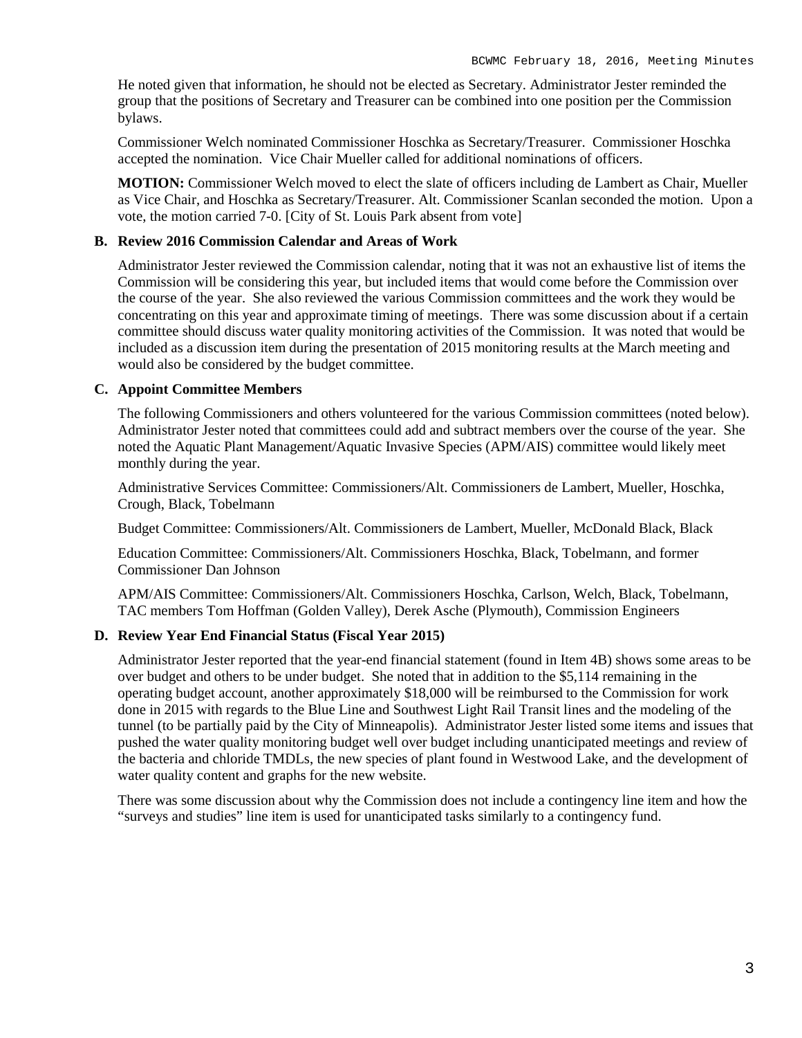He noted given that information, he should not be elected as Secretary. Administrator Jester reminded the group that the positions of Secretary and Treasurer can be combined into one position per the Commission bylaws.

Commissioner Welch nominated Commissioner Hoschka as Secretary/Treasurer. Commissioner Hoschka accepted the nomination. Vice Chair Mueller called for additional nominations of officers.

**MOTION:** Commissioner Welch moved to elect the slate of officers including de Lambert as Chair, Mueller as Vice Chair, and Hoschka as Secretary/Treasurer. Alt. Commissioner Scanlan seconded the motion. Upon a vote, the motion carried 7-0. [City of St. Louis Park absent from vote]

**B. Review 2016 Commission Calendar and Areas of Work**

Administrator Jester reviewed the Commission calendar, noting that it was not an exhaustive list of items the Commission will be considering this year, but included items that would come before the Commission over the course of the year. She also reviewed the various Commission committees and the work they would be concentrating on this year and approximate timing of meetings. There was some discussion about if a certain committee should discuss water quality monitoring activities of the Commission. It was noted that would be included as a discussion item during the presentation of 2015 monitoring results at the March meeting and would also be considered by the budget committee.

**C. Appoint Committee Members**

The following Commissioners and others volunteered for the various Commission committees (noted below). Administrator Jester noted that committees could add and subtract members over the course of the year. She noted the Aquatic Plant Management/Aquatic Invasive Species (APM/AIS) committee would likely meet monthly during the year.

Administrative Services Committee: Commissioners/Alt. Commissioners de Lambert, Mueller, Hoschka, Crough, Black, Tobelmann

Budget Committee: Commissioners/Alt. Commissioners de Lambert, Mueller, McDonald Black, Black

Education Committee: Commissioners/Alt. Commissioners Hoschka, Black, Tobelmann, and former Commissioner Dan Johnson

APM/AIS Committee: Commissioners/Alt. Commissioners Hoschka, Carlson, Welch, Black, Tobelmann, TAC members Tom Hoffman (Golden Valley), Derek Asche (Plymouth), Commission Engineers

**D. Review Year End Financial Status (Fiscal Year 2015)**

Administrator Jester reported that the year-end financial statement (found in Item 4B) shows some areas to be over budget and others to be under budget. She noted that in addition to the $5,114 remaining in the operating budget account, another approximately $18,000 will be reimbursed to the Commission for work done in 2015 with regards to the Blue Line and Southwest Light Rail Transit lines and the modeling of the tunnel (to be partially paid by the City of Minneapolis). Administrator Jester listed some items and issues that pushed the water quality monitoring budget well over budget including unanticipated meetings and review of the bacteria and chloride TMDLs, the new species of plant found in Westwood Lake, and the development of water quality content and graphs for the new website.

There was some discussion about why the Commission does not include a contingency line item and how the "surveys and studies" line item is used for unanticipated tasks similarly to a contingency fund.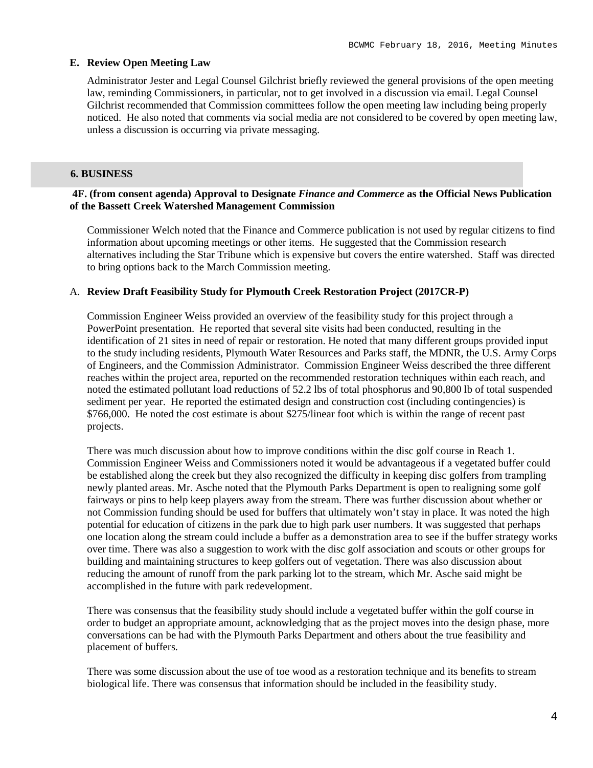### E. Review Open Meeting Law

Administrator Jester and Legal Counsel Gilchrist briefly reviewed the general provisions of the open meeting law, reminding Commissioners, in particular, not to get involved in a discussion via email. Legal Counsel Gilchrist recommended that Commission committees follow the open meeting law including being properly noticed. He also noted that comments via social media are not considered to be covered by open meeting law, unless a discussion is occurring via private messaging.

## 6. BUSINESS

### 4F. (from consent agenda) Approval to Designate *Finance and Commerce* as the Official News Publication of the Bassett Creek Watershed Management Commission

Commissioner Welch noted that the Finance and Commerce publication is not used by regular citizens to find information about upcoming meetings or other items. He suggested that the Commission research alternatives including the Star Tribune which is expensive but covers the entire watershed. Staff was directed to bring options back to the March Commission meeting.

### A. Review Draft Feasibility Study for Plymouth Creek Restoration Project (2017CR-P)

Commission Engineer Weiss provided an overview of the feasibility study for this project through a PowerPoint presentation. He reported that several site visits had been conducted, resulting in the identification of 21 sites in need of repair or restoration. He noted that many different groups provided input to the study including residents, Plymouth Water Resources and Parks staff, the MDNR, the U.S. Army Corps of Engineers, and the Commission Administrator. Commission Engineer Weiss described the three different reaches within the project area, reported on the recommended restoration techniques within each reach, and noted the estimated pollutant load reductions of 52.2 lbs of total phosphorus and 90,800 lb of total suspended sediment per year. He reported the estimated design and construction cost (including contingencies) is $766,000. He noted the cost estimate is about $275/linear foot which is within the range of recent past projects.

There was much discussion about how to improve conditions within the disc golf course in Reach 1. Commission Engineer Weiss and Commissioners noted it would be advantageous if a vegetated buffer could be established along the creek but they also recognized the difficulty in keeping disc golfers from trampling newly planted areas. Mr. Asche noted that the Plymouth Parks Department is open to realigning some golf fairways or pins to help keep players away from the stream. There was further discussion about whether or not Commission funding should be used for buffers that ultimately won't stay in place. It was noted the high potential for education of citizens in the park due to high park user numbers. It was suggested that perhaps one location along the stream could include a buffer as a demonstration area to see if the buffer strategy works over time. There was also a suggestion to work with the disc golf association and scouts or other groups for building and maintaining structures to keep golfers out of vegetation. There was also discussion about reducing the amount of runoff from the park parking lot to the stream, which Mr. Asche said might be accomplished in the future with park redevelopment.

There was consensus that the feasibility study should include a vegetated buffer within the golf course in order to budget an appropriate amount, acknowledging that as the project moves into the design phase, more conversations can be had with the Plymouth Parks Department and others about the true feasibility and placement of buffers.

There was some discussion about the use of toe wood as a restoration technique and its benefits to stream biological life. There was consensus that information should be included in the feasibility study.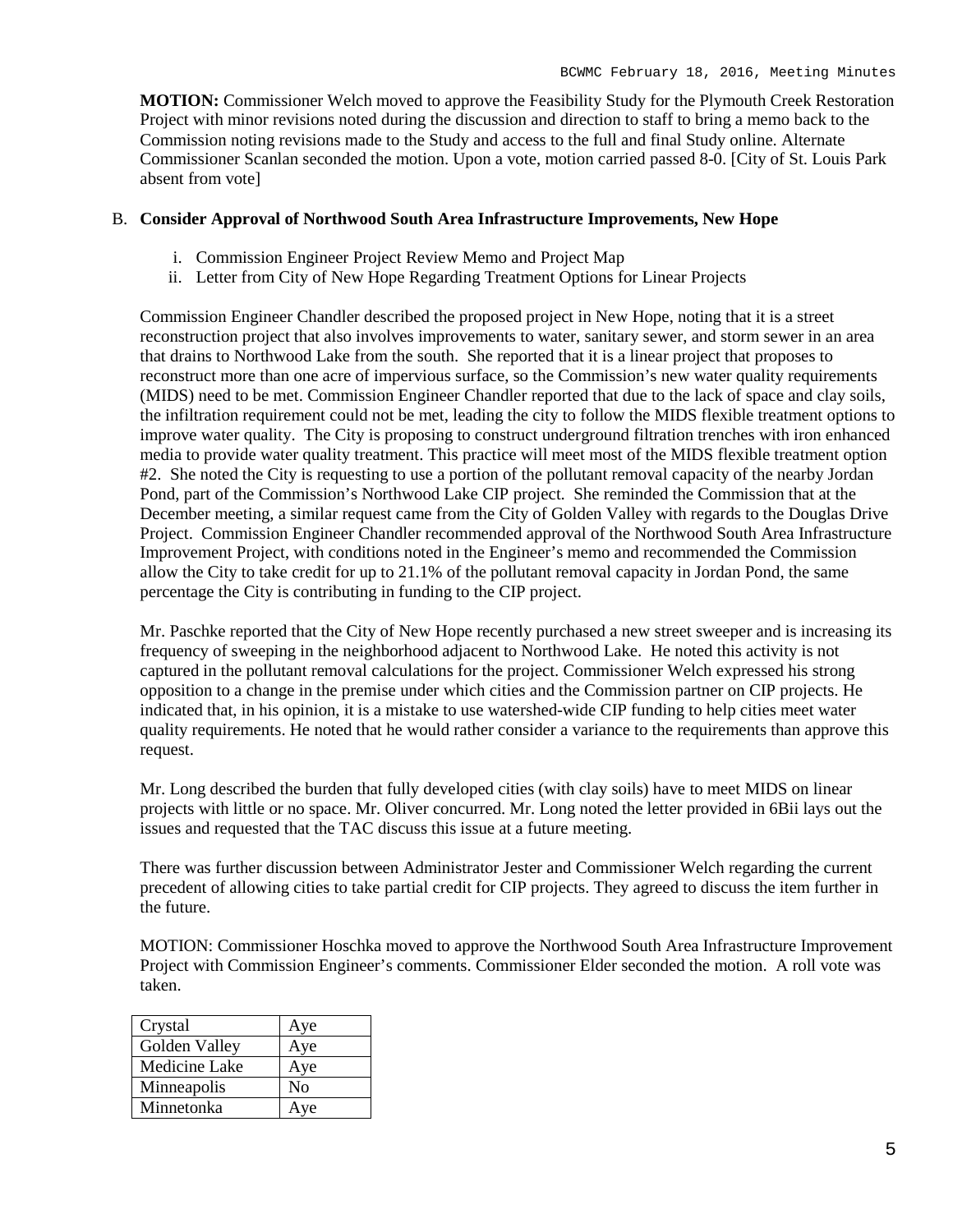**MOTION:** Commissioner Welch moved to approve the Feasibility Study for the Plymouth Creek Restoration Project with minor revisions noted during the discussion and direction to staff to bring a memo back to the Commission noting revisions made to the Study and access to the full and final Study online. Alternate Commissioner Scanlan seconded the motion. Upon a vote, motion carried passed 8-0. [City of St. Louis Park absent from vote]

B. **Consider Approval of Northwood South Area Infrastructure Improvements, New Hope**

  i. Commission Engineer Project Review Memo and Project Map
  ii. Letter from City of New Hope Regarding Treatment Options for Linear Projects

Commission Engineer Chandler described the proposed project in New Hope, noting that it is a street reconstruction project that also involves improvements to water, sanitary sewer, and storm sewer in an area that drains to Northwood Lake from the south. She reported that it is a linear project that proposes to reconstruct more than one acre of impervious surface, so the Commission's new water quality requirements (MIDS) need to be met. Commission Engineer Chandler reported that due to the lack of space and clay soils, the infiltration requirement could not be met, leading the city to follow the MIDS flexible treatment options to improve water quality. The City is proposing to construct underground filtration trenches with iron enhanced media to provide water quality treatment. This practice will meet most of the MIDS flexible treatment option #2. She noted the City is requesting to use a portion of the pollutant removal capacity of the nearby Jordan Pond, part of the Commission's Northwood Lake CIP project. She reminded the Commission that at the December meeting, a similar request came from the City of Golden Valley with regards to the Douglas Drive Project. Commission Engineer Chandler recommended approval of the Northwood South Area Infrastructure Improvement Project, with conditions noted in the Engineer's memo and recommended the Commission allow the City to take credit for up to 21.1% of the pollutant removal capacity in Jordan Pond, the same percentage the City is contributing in funding to the CIP project.

Mr. Paschke reported that the City of New Hope recently purchased a new street sweeper and is increasing its frequency of sweeping in the neighborhood adjacent to Northwood Lake. He noted this activity is not captured in the pollutant removal calculations for the project. Commissioner Welch expressed his strong opposition to a change in the premise under which cities and the Commission partner on CIP projects. He indicated that, in his opinion, it is a mistake to use watershed-wide CIP funding to help cities meet water quality requirements. He noted that he would rather consider a variance to the requirements than approve this request.

Mr. Long described the burden that fully developed cities (with clay soils) have to meet MIDS on linear projects with little or no space. Mr. Oliver concurred. Mr. Long noted the letter provided in 6Bii lays out the issues and requested that the TAC discuss this issue at a future meeting.

There was further discussion between Administrator Jester and Commissioner Welch regarding the current precedent of allowing cities to take partial credit for CIP projects. They agreed to discuss the item further in the future.

MOTION: Commissioner Hoschka moved to approve the Northwood South Area Infrastructure Improvement Project with Commission Engineer's comments. Commissioner Elder seconded the motion. A roll vote was taken.

| | |
|---|---|
| Crystal | Aye |
| Golden Valley | Aye |
| Medicine Lake | Aye |
| Minneapolis | No |
| Minnetonka | Aye |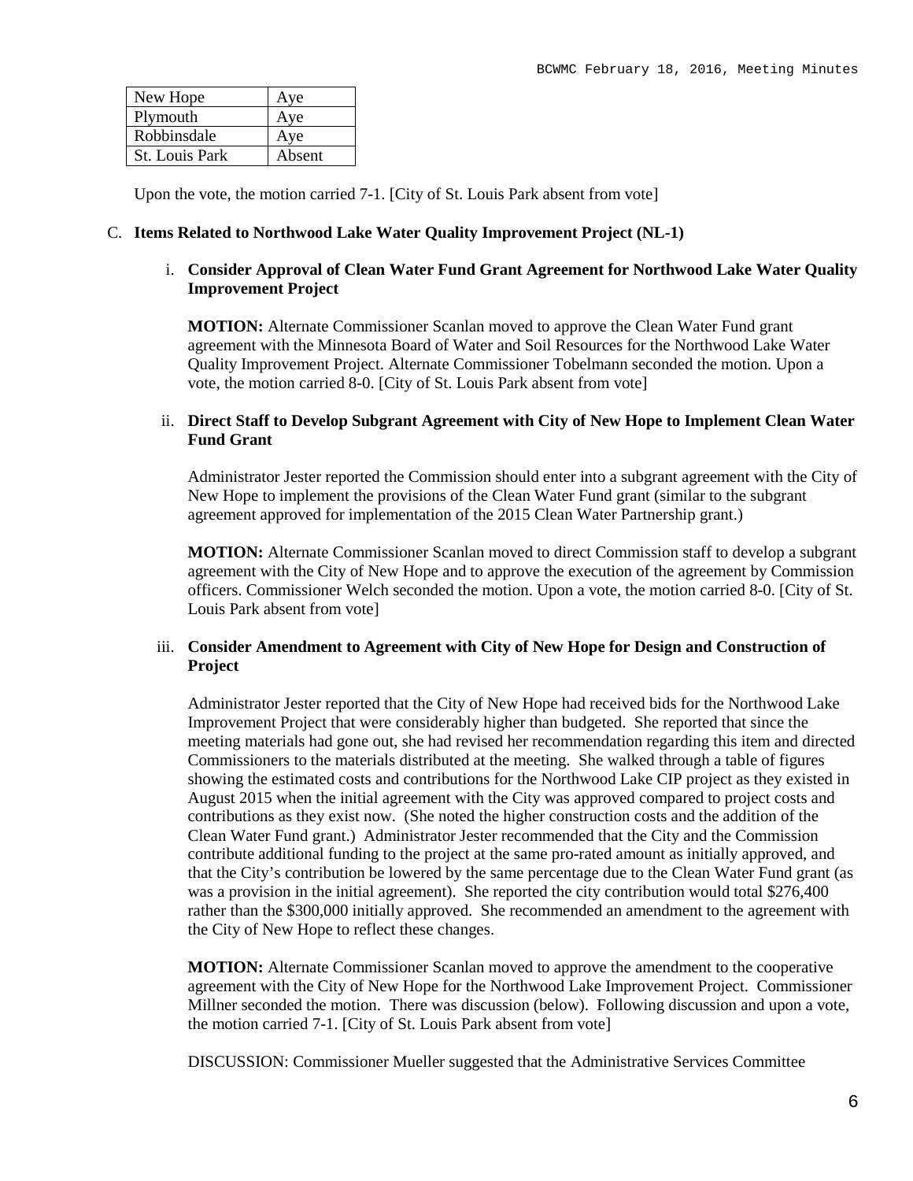| New Hope | Aye |
|---|---|
| Plymouth | Aye |
| Robbinsdale | Aye |
| St. Louis Park | Absent |

Upon the vote, the motion carried 7-1. [City of St. Louis Park absent from vote]

C. **Items Related to Northwood Lake Water Quality Improvement Project (NL-1)**

i. **Consider Approval of Clean Water Fund Grant Agreement for Northwood Lake Water Quality Improvement Project**

**MOTION:** Alternate Commissioner Scanlan moved to approve the Clean Water Fund grant agreement with the Minnesota Board of Water and Soil Resources for the Northwood Lake Water Quality Improvement Project. Alternate Commissioner Tobelmann seconded the motion. Upon a vote, the motion carried 8-0. [City of St. Louis Park absent from vote]

ii. **Direct Staff to Develop Subgrant Agreement with City of New Hope to Implement Clean Water Fund Grant**

Administrator Jester reported the Commission should enter into a subgrant agreement with the City of New Hope to implement the provisions of the Clean Water Fund grant (similar to the subgrant agreement approved for implementation of the 2015 Clean Water Partnership grant.)

**MOTION:** Alternate Commissioner Scanlan moved to direct Commission staff to develop a subgrant agreement with the City of New Hope and to approve the execution of the agreement by Commission officers. Commissioner Welch seconded the motion. Upon a vote, the motion carried 8-0. [City of St. Louis Park absent from vote]

iii. **Consider Amendment to Agreement with City of New Hope for Design and Construction of Project**

Administrator Jester reported that the City of New Hope had received bids for the Northwood Lake Improvement Project that were considerably higher than budgeted. She reported that since the meeting materials had gone out, she had revised her recommendation regarding this item and directed Commissioners to the materials distributed at the meeting. She walked through a table of figures showing the estimated costs and contributions for the Northwood Lake CIP project as they existed in August 2015 when the initial agreement with the City was approved compared to project costs and contributions as they exist now. (She noted the higher construction costs and the addition of the Clean Water Fund grant.) Administrator Jester recommended that the City and the Commission contribute additional funding to the project at the same pro-rated amount as initially approved, and that the City's contribution be lowered by the same percentage due to the Clean Water Fund grant (as was a provision in the initial agreement). She reported the city contribution would total $276,400 rather than the $300,000 initially approved. She recommended an amendment to the agreement with the City of New Hope to reflect these changes.

**MOTION:** Alternate Commissioner Scanlan moved to approve the amendment to the cooperative agreement with the City of New Hope for the Northwood Lake Improvement Project. Commissioner Millner seconded the motion. There was discussion (below). Following discussion and upon a vote, the motion carried 7-1. [City of St. Louis Park absent from vote]

DISCUSSION: Commissioner Mueller suggested that the Administrative Services Committee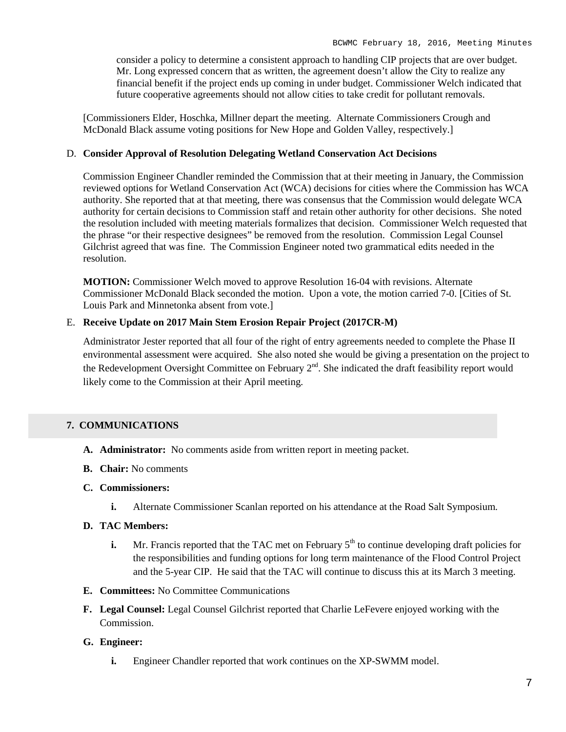consider a policy to determine a consistent approach to handling CIP projects that are over budget. Mr. Long expressed concern that as written, the agreement doesn't allow the City to realize any financial benefit if the project ends up coming in under budget. Commissioner Welch indicated that future cooperative agreements should not allow cities to take credit for pollutant removals.

[Commissioners Elder, Hoschka, Millner depart the meeting. Alternate Commissioners Crough and McDonald Black assume voting positions for New Hope and Golden Valley, respectively.]

D. **Consider Approval of Resolution Delegating Wetland Conservation Act Decisions**

Commission Engineer Chandler reminded the Commission that at their meeting in January, the Commission reviewed options for Wetland Conservation Act (WCA) decisions for cities where the Commission has WCA authority. She reported that at that meeting, there was consensus that the Commission would delegate WCA authority for certain decisions to Commission staff and retain other authority for other decisions. She noted the resolution included with meeting materials formalizes that decision. Commissioner Welch requested that the phrase "or their respective designees" be removed from the resolution. Commission Legal Counsel Gilchrist agreed that was fine. The Commission Engineer noted two grammatical edits needed in the resolution.

**MOTION:** Commissioner Welch moved to approve Resolution 16-04 with revisions. Alternate Commissioner McDonald Black seconded the motion. Upon a vote, the motion carried 7-0. [Cities of St. Louis Park and Minnetonka absent from vote.]

E. **Receive Update on 2017 Main Stem Erosion Repair Project (2017CR-M)**

Administrator Jester reported that all four of the right of entry agreements needed to complete the Phase II environmental assessment were acquired. She also noted she would be giving a presentation on the project to the Redevelopment Oversight Committee on February 2nd. She indicated the draft feasibility report would likely come to the Commission at their April meeting.

## 7. COMMUNICATIONS

**A. Administrator:** No comments aside from written report in meeting packet.

**B. Chair:** No comments

**C. Commissioners:**

**i.** Alternate Commissioner Scanlan reported on his attendance at the Road Salt Symposium.

**D. TAC Members:**

**i.** Mr. Francis reported that the TAC met on February 5th to continue developing draft policies for the responsibilities and funding options for long term maintenance of the Flood Control Project and the 5-year CIP. He said that the TAC will continue to discuss this at its March 3 meeting.

**E. Committees:** No Committee Communications

**F. Legal Counsel:** Legal Counsel Gilchrist reported that Charlie LeFevere enjoyed working with the Commission.

**G. Engineer:**

**i.** Engineer Chandler reported that work continues on the XP-SWMM model.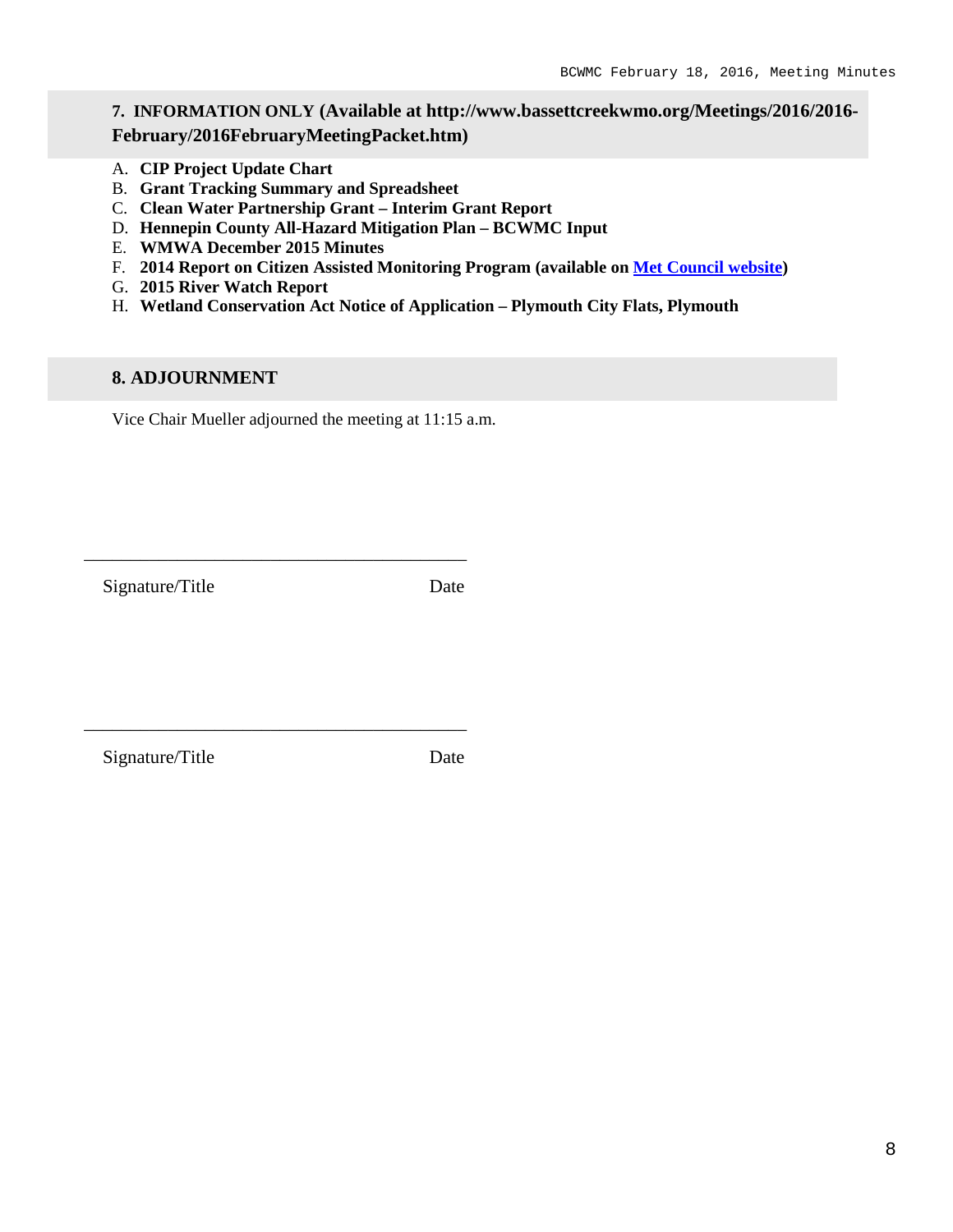## 7. INFORMATION ONLY (Available at http://www.bassettcreekwmo.org/Meetings/2016/2016-February/2016FebruaryMeetingPacket.htm)

A. **CIP Project Update Chart**
B. **Grant Tracking Summary and Spreadsheet**
C. **Clean Water Partnership Grant – Interim Grant Report**
D. **Hennepin County All-Hazard Mitigation Plan – BCWMC Input**
E. **WMWA December 2015 Minutes**
F. **2014 Report on Citizen Assisted Monitoring Program (available on Met Council website)**
G. **2015 River Watch Report**
H. **Wetland Conservation Act Notice of Application – Plymouth City Flats, Plymouth**

## 8. ADJOURNMENT

Vice Chair Mueller adjourned the meeting at 11:15 a.m.

_________________________________________

Signature/Title Date

_________________________________________

Signature/Title Date